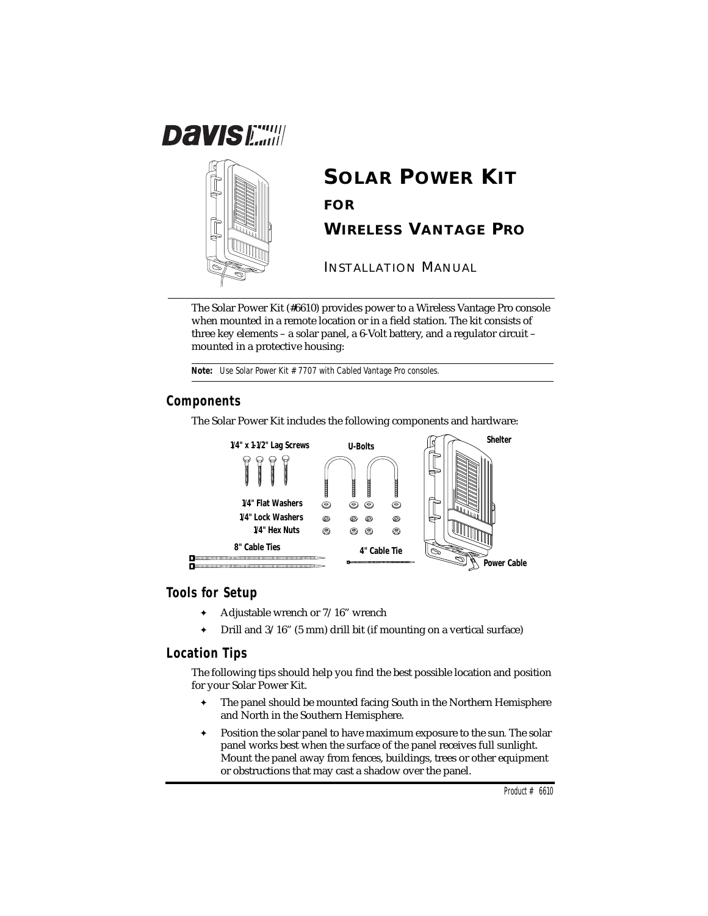# SOLAR POWER KIT FOR WIRELESS VANTAGE PRO

INSTALLATION MANUAL

The Solar Power Kit (#6610) provides power to a Wireless Vantage Pro console when mounted in a remote location or in a field station. The kit consists of three key elements – a solar panel, a 6-Volt battery, and a regulator circuit – mounted in a protective housing:

**Note:** *Use Solar Power Kit # 7707 with Cabled Vantage Pro consoles.*

## Components

The Solar Power Kit includes the following components and hardware:

1/4" x 1-1/2" Lag Screws
U-Bolts
Shelter
1/4" Flat Washers
1/4" Lock Washers
1/4" Hex Nuts
8" Cable Ties
4" Cable Tie
Power Cable

## Tools for Setup

- Adjustable wrench or 7/16" wrench
- Drill and 3/16" (5 mm) drill bit (if mounting on a vertical surface)

## Location Tips

The following tips should help you find the best possible location and position for your Solar Power Kit.

- The panel should be mounted facing South in the Northern Hemisphere and North in the Southern Hemisphere.
- Position the solar panel to have maximum exposure to the sun. The solar panel works best when the surface of the panel receives full sunlight. Mount the panel away from fences, buildings, trees or other equipment or obstructions that may cast a shadow over the panel.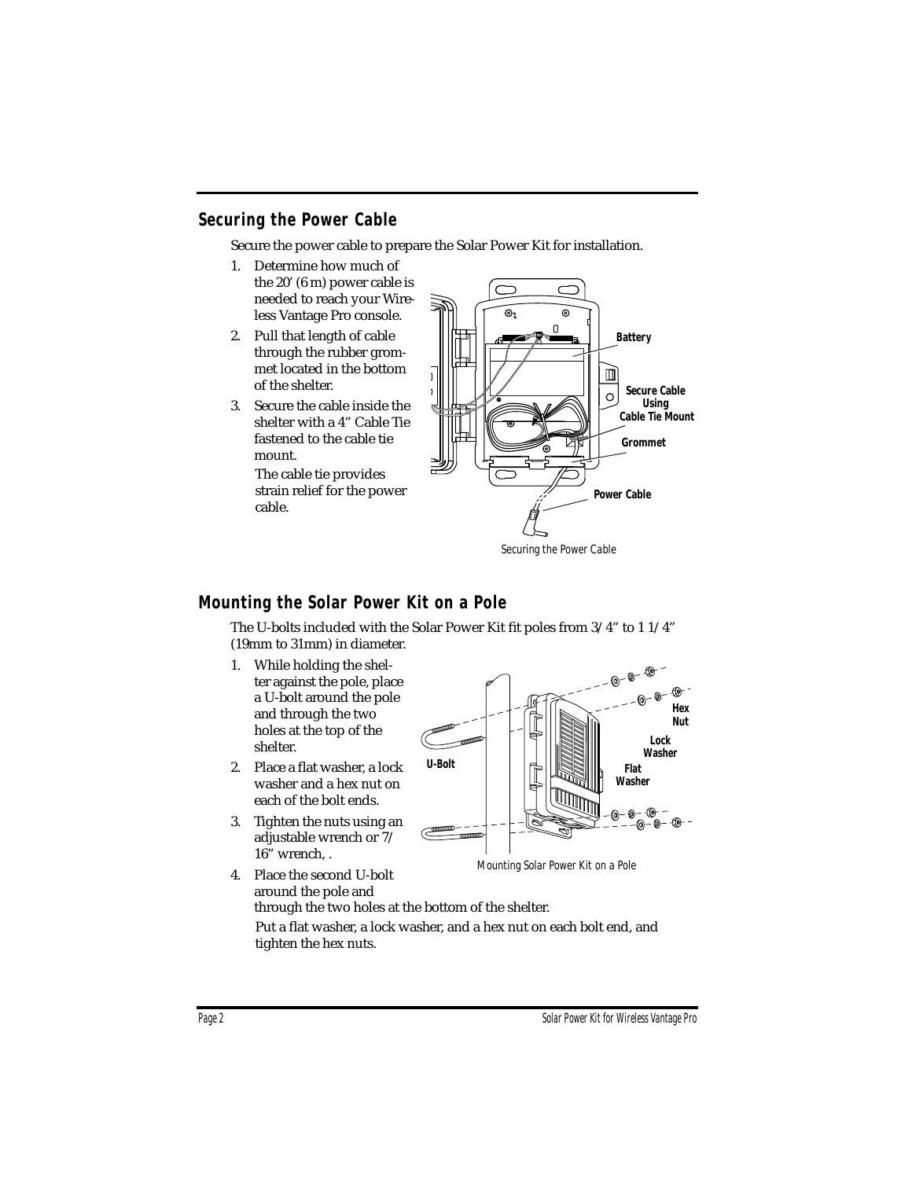## Securing the Power Cable

Secure the power cable to prepare the Solar Power Kit for installation.

1. Determine how much of the 20' (6 m) power cable is needed to reach your Wireless Vantage Pro console.
2. Pull that length of cable through the rubber grommet located in the bottom of the shelter.
3. Secure the cable inside the shelter with a 4" Cable Tie fastened to the cable tie mount.

   The cable tie provides strain relief for the power cable.

Securing the Power Cable

## Mounting the Solar Power Kit on a Pole

The U-bolts included with the Solar Power Kit fit poles from 3/4" to 1 1/4" (19mm to 31mm) in diameter.

1. While holding the shelter against the pole, place a U-bolt around the pole and through the two holes at the top of the shelter.
2. Place a flat washer, a lock washer and a hex nut on each of the bolt ends.
3. Tighten the nuts using an adjustable wrench or 7/16" wrench, .
4. Place the second U-bolt around the pole and through the two holes at the bottom of the shelter.

   Put a flat washer, a lock washer, and a hex nut on each bolt end, and tighten the hex nuts.

Mounting Solar Power Kit on a Pole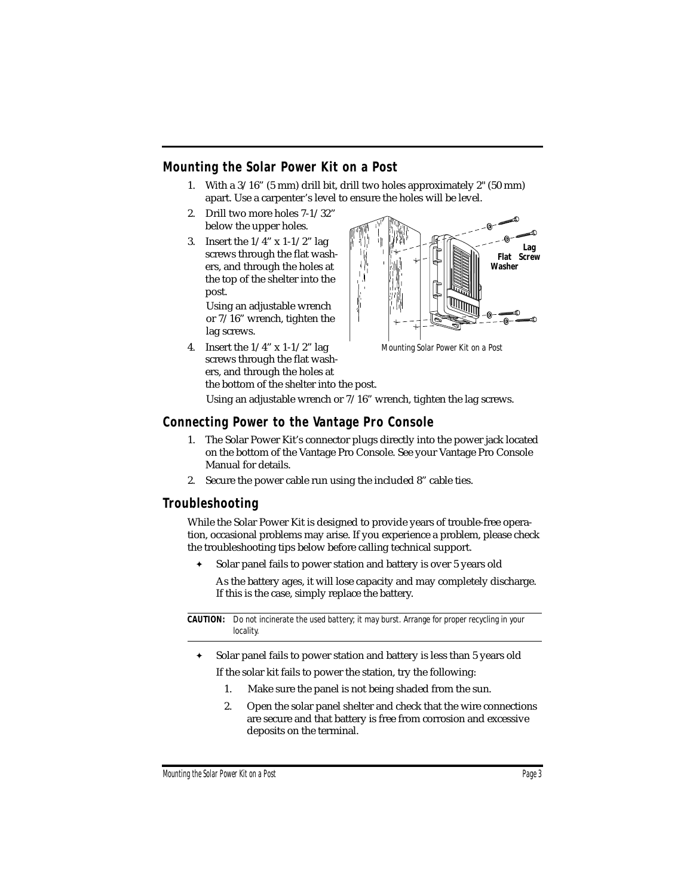## Mounting the Solar Power Kit on a Post

1. With a 3/16" (5 mm) drill bit, drill two holes approximately 2" (50 mm) apart. Use a carpenter's level to ensure the holes will be level.
2. Drill two more holes 7-1/32" below the upper holes.
3. Insert the 1/4" x 1-1/2" lag screws through the flat washers, and through the holes at the top of the shelter into the post.

   Using an adjustable wrench or 7/16" wrench, tighten the lag screws.
4. Insert the 1/4" x 1-1/2" lag screws through the flat washers, and through the holes at the bottom of the shelter into the post.

   Using an adjustable wrench or 7/16" wrench, tighten the lag screws.

Lag Screw

Flat Washer

Mounting Solar Power Kit on a Post

## Connecting Power to the Vantage Pro Console

1. The Solar Power Kit's connector plugs directly into the power jack located on the bottom of the Vantage Pro Console. See your Vantage Pro Console Manual for details.
2. Secure the power cable run using the included 8" cable ties.

## Troubleshooting

While the Solar Power Kit is designed to provide years of trouble-free operation, occasional problems may arise. If you experience a problem, please check the troubleshooting tips below before calling technical support.

- Solar panel fails to power station and battery is over 5 years old

  As the battery ages, it will lose capacity and may completely discharge. If this is the case, simply replace the battery.

**CAUTION:** Do not incinerate the used battery; it may burst. Arrange for proper recycling in your locality.

- Solar panel fails to power station and battery is less than 5 years old

  If the solar kit fails to power the station, try the following:

  1. Make sure the panel is not being shaded from the sun.
  2. Open the solar panel shelter and check that the wire connections are secure and that battery is free from corrosion and excessive deposits on the terminal.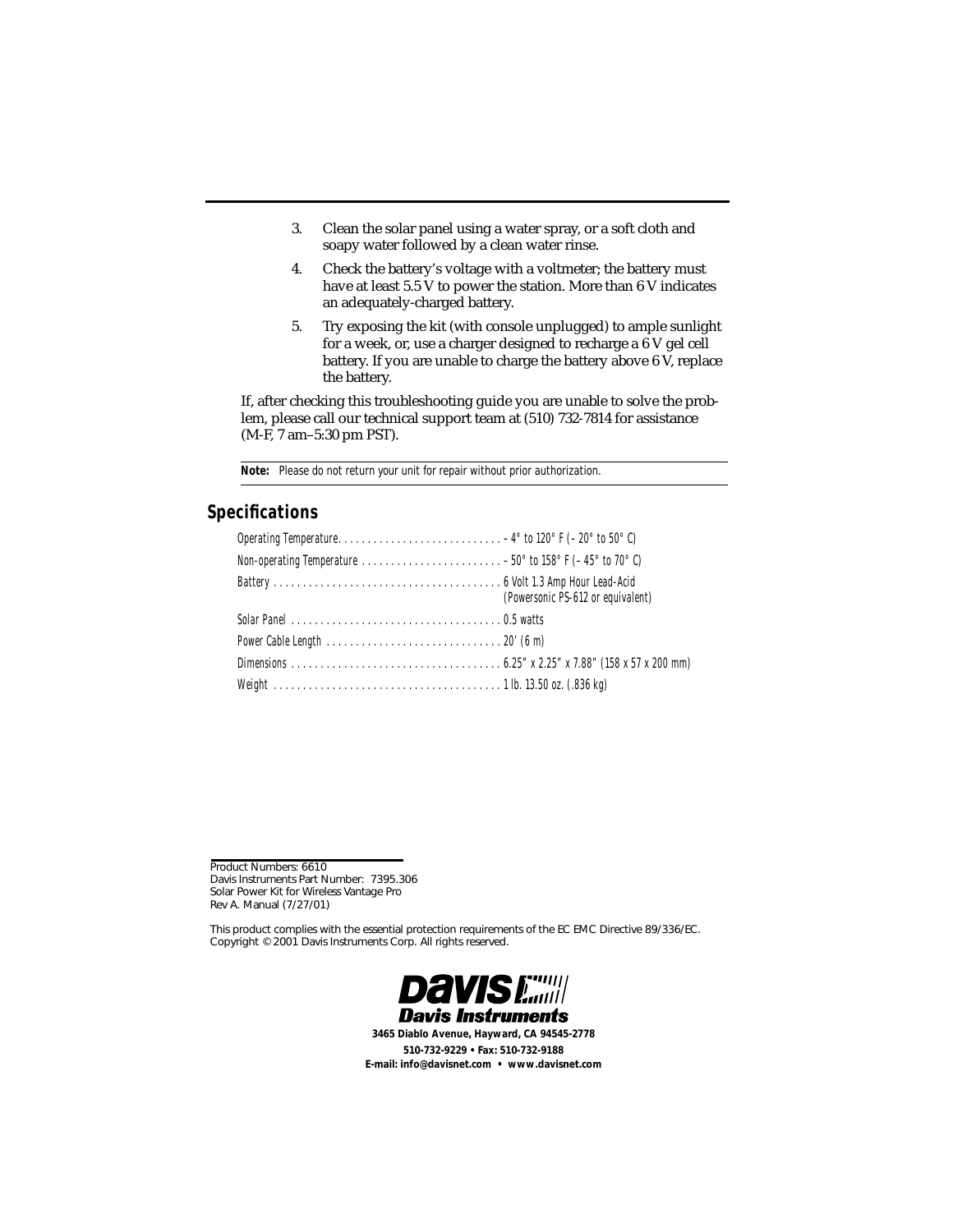3. Clean the solar panel using a water spray, or a soft cloth and soapy water followed by a clean water rinse.
4. Check the battery's voltage with a voltmeter; the battery must have at least 5.5 V to power the station. More than 6 V indicates an adequately-charged battery.
5. Try exposing the kit (with console unplugged) to ample sunlight for a week, or, use a charger designed to recharge a 6 V gel cell battery. If you are unable to charge the battery above 6 V, replace the battery.

If, after checking this troubleshooting guide you are unable to solve the problem, please call our technical support team at (510) 732-7814 for assistance (M-F, 7 am–5:30 pm PST).

**Note:** *Please do not return your unit for repair without prior authorization.*

## Specifications

| | |
|---|---|
| Operating Temperature | – 4° to 120° F (– 20° to 50° C) |
| Non-operating Temperature | – 50° to 158° F (– 45° to 70° C) |
| Battery | 6 Volt 1.3 Amp Hour Lead-Acid (Powersonic PS-612 or equivalent) |
| Solar Panel | 0.5 watts |
| Power Cable Length | 20' (6 m) |
| Dimensions | 6.25" x 2.25" x 7.88" (158 x 57 x 200 mm) |
| Weight | 1 lb. 13.50 oz. (.836 kg) |

Product Numbers: 6610
Davis Instruments Part Number: 7395.306
Solar Power Kit for Wireless Vantage Pro
Rev A. Manual (7/27/01)

This product complies with the essential protection requirements of the EC EMC Directive 89/336/EC.
Copyright © 2001 Davis Instruments Corp. All rights reserved.

**Davis Instruments**
**3465 Diablo Avenue, Hayward, CA 94545-2778**
**510-732-9229 • Fax: 510-732-9188**
**E-mail: info@davisnet.com • www.davisnet.com**